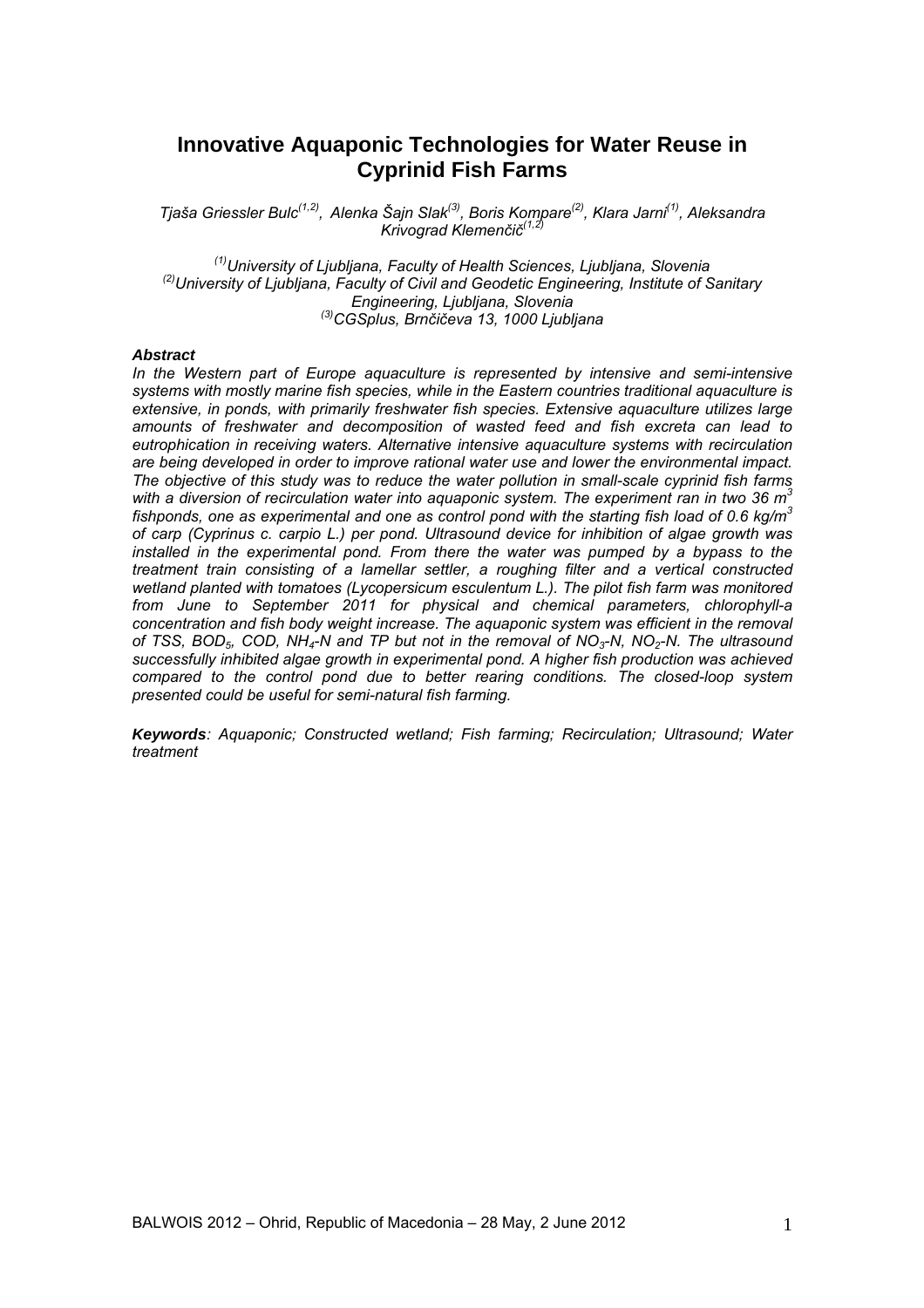# Innovative Aquaponic Technologies for Water Reuse in Cyprinid Fish Farms

*Tjaša Griessler Bulc[1,2], Alenka Šajn Slak[3], Boris Kompare[2], Klara Jarni[1], Aleksandra Krivograd Klemenčič[1,2]*

*[1]University of Ljubljana, Faculty of Health Sciences, Ljubljana, Slovenia*
*[2]University of Ljubljana, Faculty of Civil and Geodetic Engineering, Institute of Sanitary Engineering, Ljubljana, Slovenia*
*[3]CGSplus, Brnčičeva 13, 1000 Ljubljana*

***Abstract***

*In the Western part of Europe aquaculture is represented by intensive and semi-intensive systems with mostly marine fish species, while in the Eastern countries traditional aquaculture is extensive, in ponds, with primarily freshwater fish species. Extensive aquaculture utilizes large amounts of freshwater and decomposition of wasted feed and fish excreta can lead to eutrophication in receiving waters. Alternative intensive aquaculture systems with recirculation are being developed in order to improve rational water use and lower the environmental impact. The objective of this study was to reduce the water pollution in small-scale cyprinid fish farms with a diversion of recirculation water into aquaponic system. The experiment ran in two 36 $m^3$ fishponds, one as experimental and one as control pond with the starting fish load of 0.6 $kg/m^3$ of carp (Cyprinus c. carpio L.) per pond. Ultrasound device for inhibition of algae growth was installed in the experimental pond. From there the water was pumped by a bypass to the treatment train consisting of a lamellar settler, a roughing filter and a vertical constructed wetland planted with tomatoes (Lycopersicum esculentum L.). The pilot fish farm was monitored from June to September 2011 for physical and chemical parameters, chlorophyll-a concentration and fish body weight increase. The aquaponic system was efficient in the removal of TSS, $BOD_5$, COD, $NH_4$-N and TP but not in the removal of $NO_3$-N, $NO_2$-N. The ultrasound successfully inhibited algae growth in experimental pond. A higher fish production was achieved compared to the control pond due to better rearing conditions. The closed-loop system presented could be useful for semi-natural fish farming.*

***Keywords****: Aquaponic; Constructed wetland; Fish farming; Recirculation; Ultrasound; Water treatment*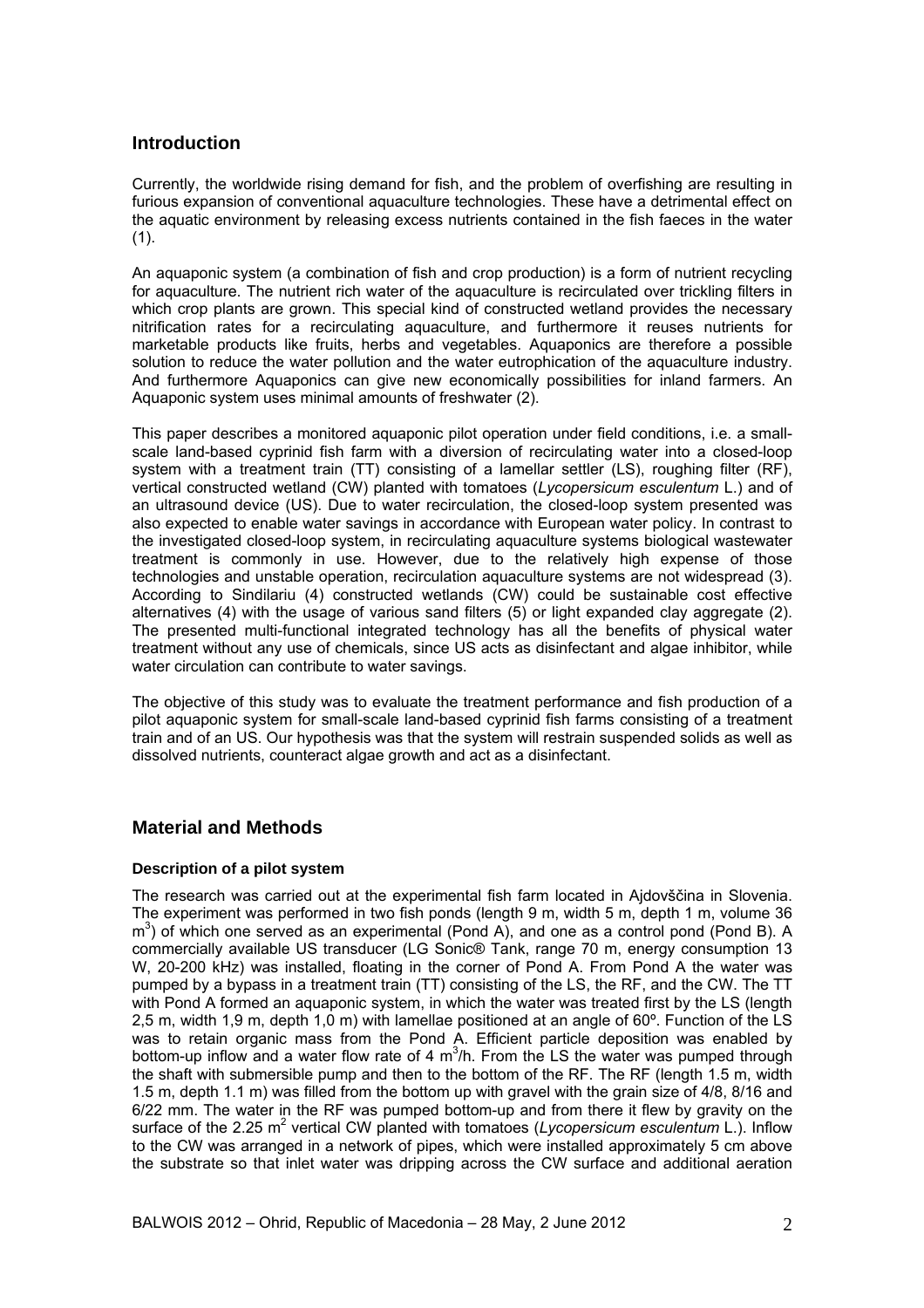## Introduction

Currently, the worldwide rising demand for fish, and the problem of overfishing are resulting in furious expansion of conventional aquaculture technologies. These have a detrimental effect on the aquatic environment by releasing excess nutrients contained in the fish faeces in the water (1).

An aquaponic system (a combination of fish and crop production) is a form of nutrient recycling for aquaculture. The nutrient rich water of the aquaculture is recirculated over trickling filters in which crop plants are grown. This special kind of constructed wetland provides the necessary nitrification rates for a recirculating aquaculture, and furthermore it reuses nutrients for marketable products like fruits, herbs and vegetables. Aquaponics are therefore a possible solution to reduce the water pollution and the water eutrophication of the aquaculture industry. And furthermore Aquaponics can give new economically possibilities for inland farmers. An Aquaponic system uses minimal amounts of freshwater (2).

This paper describes a monitored aquaponic pilot operation under field conditions, i.e. a small-scale land-based cyprinid fish farm with a diversion of recirculating water into a closed-loop system with a treatment train (TT) consisting of a lamellar settler (LS), roughing filter (RF), vertical constructed wetland (CW) planted with tomatoes (*Lycopersicum esculentum* L.) and of an ultrasound device (US). Due to water recirculation, the closed-loop system presented was also expected to enable water savings in accordance with European water policy. In contrast to the investigated closed-loop system, in recirculating aquaculture systems biological wastewater treatment is commonly in use. However, due to the relatively high expense of those technologies and unstable operation, recirculation aquaculture systems are not widespread (3). According to Sindilariu (4) constructed wetlands (CW) could be sustainable cost effective alternatives (4) with the usage of various sand filters (5) or light expanded clay aggregate (2). The presented multi-functional integrated technology has all the benefits of physical water treatment without any use of chemicals, since US acts as disinfectant and algae inhibitor, while water circulation can contribute to water savings.

The objective of this study was to evaluate the treatment performance and fish production of a pilot aquaponic system for small-scale land-based cyprinid fish farms consisting of a treatment train and of an US. Our hypothesis was that the system will restrain suspended solids as well as dissolved nutrients, counteract algae growth and act as a disinfectant.

## Material and Methods

### Description of a pilot system

The research was carried out at the experimental fish farm located in Ajdovščina in Slovenia. The experiment was performed in two fish ponds (length 9 m, width 5 m, depth 1 m, volume 36 $m^3$) of which one served as an experimental (Pond A), and one as a control pond (Pond B). A commercially available US transducer (LG Sonic® Tank, range 70 m, energy consumption 13 W, 20-200 kHz) was installed, floating in the corner of Pond A. From Pond A the water was pumped by a bypass in a treatment train (TT) consisting of the LS, the RF, and the CW. The TT with Pond A formed an aquaponic system, in which the water was treated first by the LS (length 2,5 m, width 1,9 m, depth 1,0 m) with lamellae positioned at an angle of 60º. Function of the LS was to retain organic mass from the Pond A. Efficient particle deposition was enabled by bottom-up inflow and a water flow rate of 4 $m^3$/h. From the LS the water was pumped through the shaft with submersible pump and then to the bottom of the RF. The RF (length 1.5 m, width 1.5 m, depth 1.1 m) was filled from the bottom up with gravel with the grain size of 4/8, 8/16 and 6/22 mm. The water in the RF was pumped bottom-up and from there it flew by gravity on the surface of the 2.25 $m^2$ vertical CW planted with tomatoes (*Lycopersicum esculentum* L.). Inflow to the CW was arranged in a network of pipes, which were installed approximately 5 cm above the substrate so that inlet water was dripping across the CW surface and additional aeration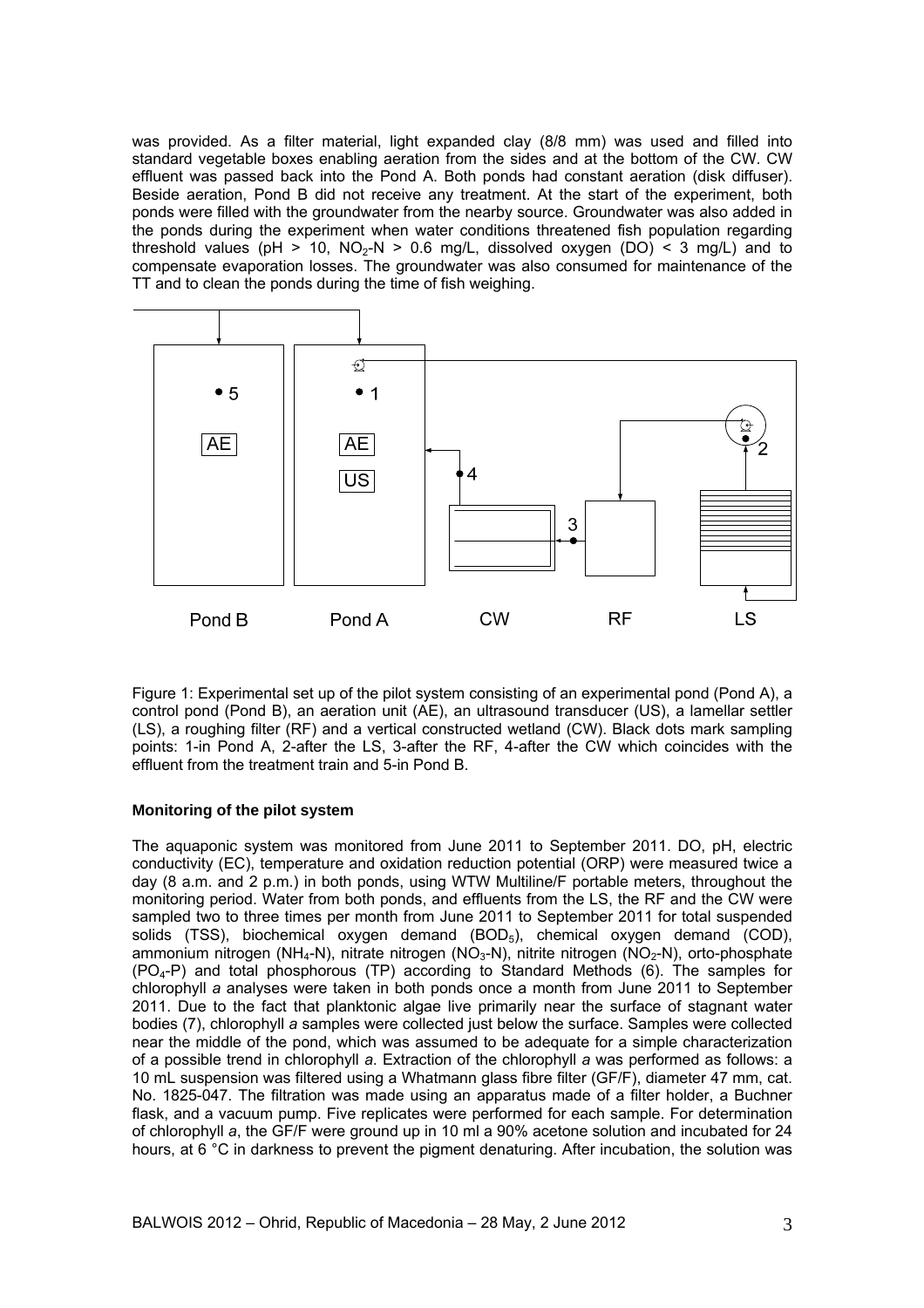was provided. As a filter material, light expanded clay (8/8 mm) was used and filled into standard vegetable boxes enabling aeration from the sides and at the bottom of the CW. CW effluent was passed back into the Pond A. Both ponds had constant aeration (disk diffuser). Beside aeration, Pond B did not receive any treatment. At the start of the experiment, both ponds were filled with the groundwater from the nearby source. Groundwater was also added in the ponds during the experiment when water conditions threatened fish population regarding threshold values (pH > 10, $NO_2$-N > 0.6 mg/L, dissolved oxygen (DO) < 3 mg/L) and to compensate evaporation losses. The groundwater was also consumed for maintenance of the TT and to clean the ponds during the time of fish weighing.

Figure 1: Experimental set up of the pilot system consisting of an experimental pond (Pond A), a control pond (Pond B), an aeration unit (AE), an ultrasound transducer (US), a lamellar settler (LS), a roughing filter (RF) and a vertical constructed wetland (CW). Black dots mark sampling points: 1-in Pond A, 2-after the LS, 3-after the RF, 4-after the CW which coincides with the effluent from the treatment train and 5-in Pond B.

**Monitoring of the pilot system**

The aquaponic system was monitored from June 2011 to September 2011. DO, pH, electric conductivity (EC), temperature and oxidation reduction potential (ORP) were measured twice a day (8 a.m. and 2 p.m.) in both ponds, using WTW Multiline/F portable meters, throughout the monitoring period. Water from both ponds, and effluents from the LS, the RF and the CW were sampled two to three times per month from June 2011 to September 2011 for total suspended solids (TSS), biochemical oxygen demand ($BOD_5$), chemical oxygen demand (COD), ammonium nitrogen ($NH_4$-N), nitrate nitrogen ($NO_3$-N), nitrite nitrogen ($NO_2$-N), orto-phosphate ($PO_4$-P) and total phosphorous (TP) according to Standard Methods (6). The samples for chlorophyll *a* analyses were taken in both ponds once a month from June 2011 to September 2011. Due to the fact that planktonic algae live primarily near the surface of stagnant water bodies (7), chlorophyll *a* samples were collected just below the surface. Samples were collected near the middle of the pond, which was assumed to be adequate for a simple characterization of a possible trend in chlorophyll *a*. Extraction of the chlorophyll *a* was performed as follows: a 10 mL suspension was filtered using a Whatmann glass fibre filter (GF/F), diameter 47 mm, cat. No. 1825-047. The filtration was made using an apparatus made of a filter holder, a Buchner flask, and a vacuum pump. Five replicates were performed for each sample. For determination of chlorophyll *a*, the GF/F were ground up in 10 ml a 90% acetone solution and incubated for 24 hours, at 6 °C in darkness to prevent the pigment denaturing. After incubation, the solution was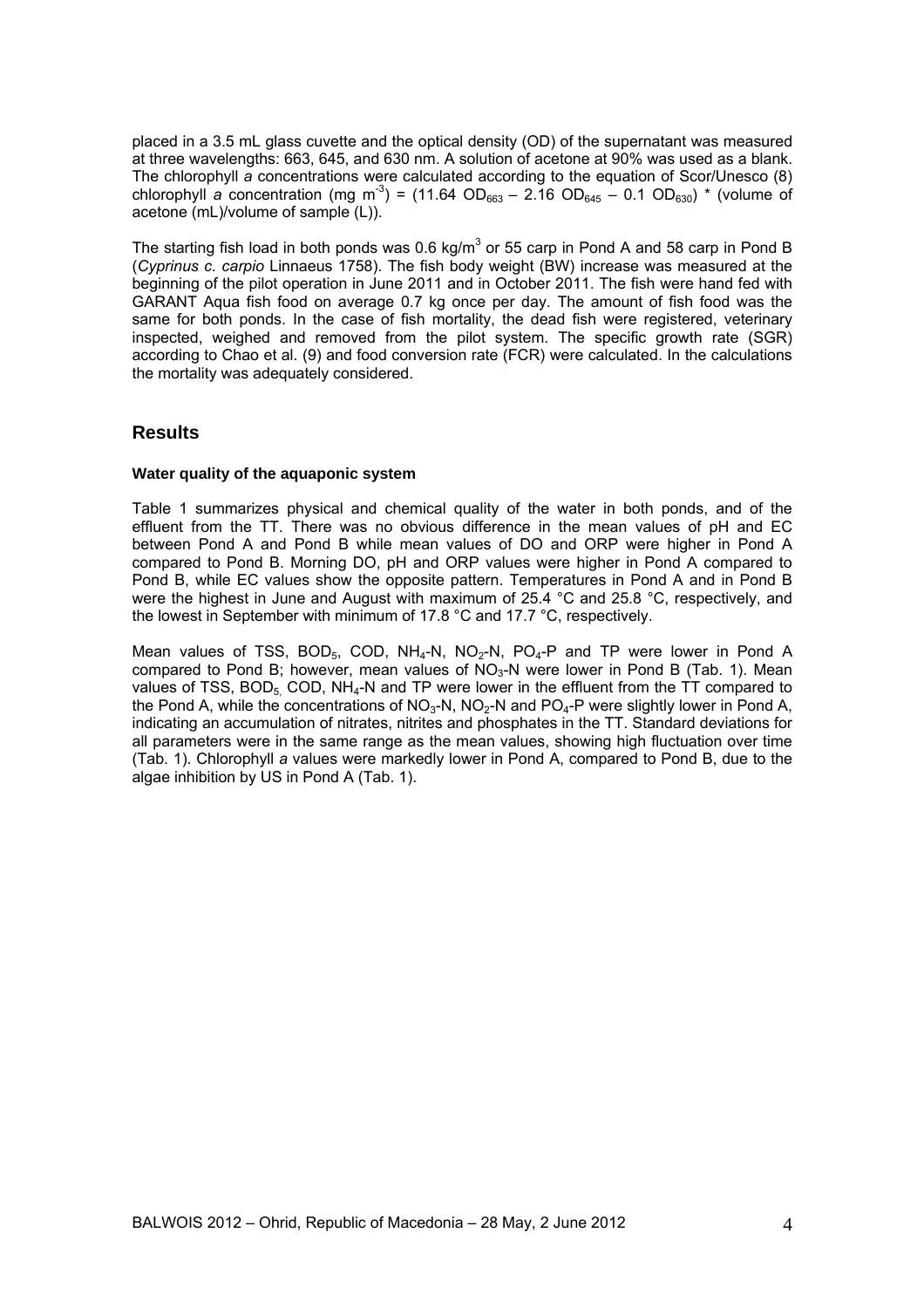placed in a 3.5 mL glass cuvette and the optical density (OD) of the supernatant was measured at three wavelengths: 663, 645, and 630 nm. A solution of acetone at 90% was used as a blank. The chlorophyll *a* concentrations were calculated according to the equation of Scor/Unesco (8) chlorophyll *a* concentration (mg $m^{-3}$) = (11.64 $OD_{663}$ – 2.16 $OD_{645}$ – 0.1 $OD_{630}$) * (volume of acetone (mL)/volume of sample (L)).

The starting fish load in both ponds was 0.6 kg/$m^3$ or 55 carp in Pond A and 58 carp in Pond B (*Cyprinus c. carpio* Linnaeus 1758). The fish body weight (BW) increase was measured at the beginning of the pilot operation in June 2011 and in October 2011. The fish were hand fed with GARANT Aqua fish food on average 0.7 kg once per day. The amount of fish food was the same for both ponds. In the case of fish mortality, the dead fish were registered, veterinary inspected, weighed and removed from the pilot system. The specific growth rate (SGR) according to Chao et al. (9) and food conversion rate (FCR) were calculated. In the calculations the mortality was adequately considered.

## Results

#### Water quality of the aquaponic system

Table 1 summarizes physical and chemical quality of the water in both ponds, and of the effluent from the TT. There was no obvious difference in the mean values of pH and EC between Pond A and Pond B while mean values of DO and ORP were higher in Pond A compared to Pond B. Morning DO, pH and ORP values were higher in Pond A compared to Pond B, while EC values show the opposite pattern. Temperatures in Pond A and in Pond B were the highest in June and August with maximum of 25.4 °C and 25.8 °C, respectively, and the lowest in September with minimum of 17.8 °C and 17.7 °C, respectively.

Mean values of TSS, $BOD_5$, COD, $NH_4$-N, $NO_2$-N, $PO_4$-P and TP were lower in Pond A compared to Pond B; however, mean values of $NO_3$-N were lower in Pond B (Tab. 1). Mean values of TSS, $BOD_5$, COD, $NH_4$-N and TP were lower in the effluent from the TT compared to the Pond A, while the concentrations of $NO_3$-N, $NO_2$-N and $PO_4$-P were slightly lower in Pond A, indicating an accumulation of nitrates, nitrites and phosphates in the TT. Standard deviations for all parameters were in the same range as the mean values, showing high fluctuation over time (Tab. 1). Chlorophyll *a* values were markedly lower in Pond A, compared to Pond B, due to the algae inhibition by US in Pond A (Tab. 1).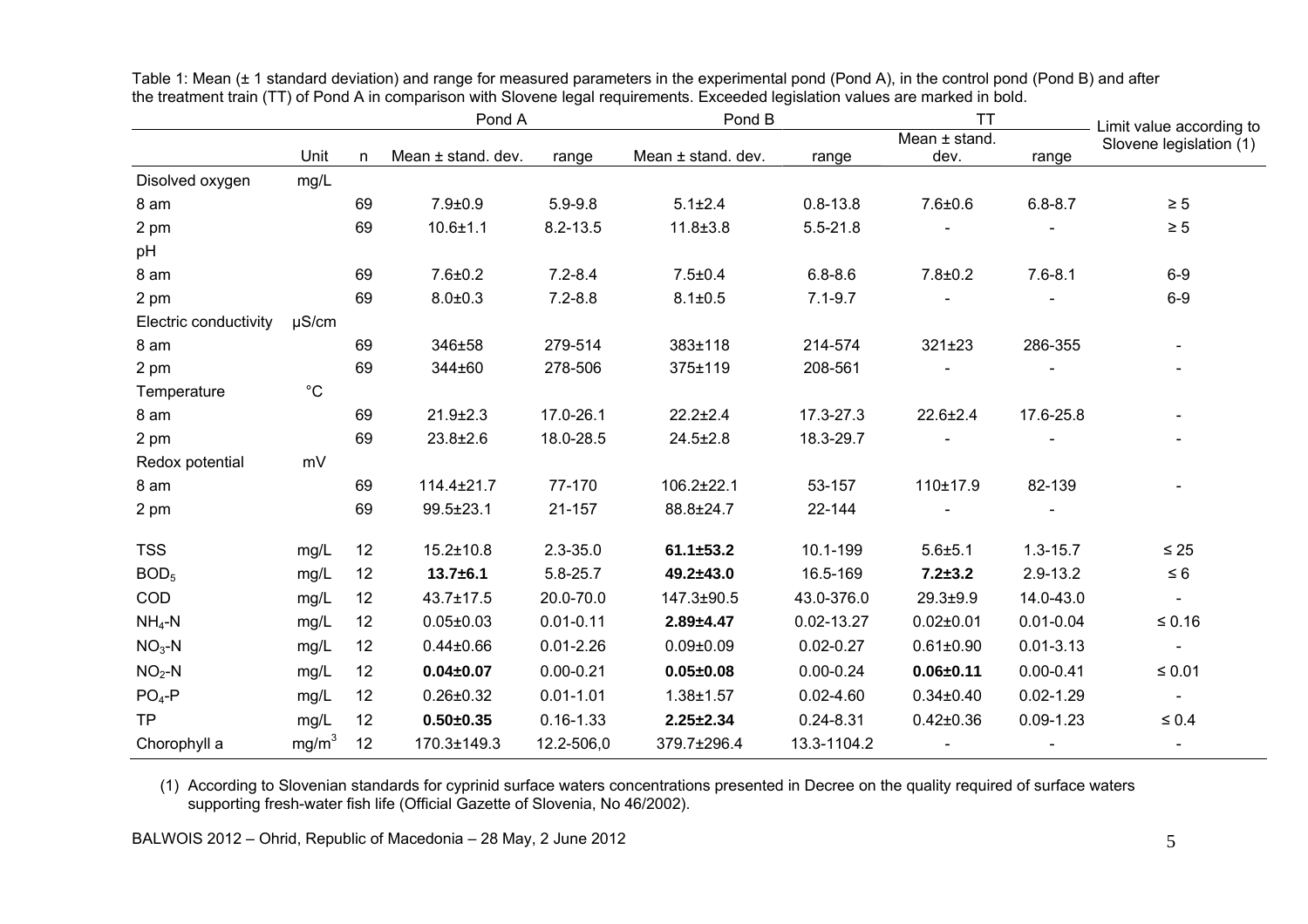Table 1: Mean (± 1 standard deviation) and range for measured parameters in the experimental pond (Pond A), in the control pond (Pond B) and after the treatment train (TT) of Pond A in comparison with Slovene legal requirements. Exceeded legislation values are marked in bold.

| | | | Pond A | | Pond B | | TT | | Limit value according to Slovene legislation (1) |
|---|---|---|---|---|---|---|---|---|---|
| | Unit | n | Mean ± stand. dev. | range | Mean ± stand. dev. | range | Mean ± stand. dev. | range | |
| Disolved oxygen | mg/L | | | | | | | | |
| 8 am | | 69 | 7.9±0.9 | 5.9-9.8 | 5.1±2.4 | 0.8-13.8 | 7.6±0.6 | 6.8-8.7 | ≥ 5 |
| 2 pm | | 69 | 10.6±1.1 | 8.2-13.5 | 11.8±3.8 | 5.5-21.8 | - | - | ≥ 5 |
| pH | | | | | | | | | |
| 8 am | | 69 | 7.6±0.2 | 7.2-8.4 | 7.5±0.4 | 6.8-8.6 | 7.8±0.2 | 7.6-8.1 | 6-9 |
| 2 pm | | 69 | 8.0±0.3 | 7.2-8.8 | 8.1±0.5 | 7.1-9.7 | - | - | 6-9 |
| Electric conductivity | µS/cm | | | | | | | | |
| 8 am | | 69 | 346±58 | 279-514 | 383±118 | 214-574 | 321±23 | 286-355 | - |
| 2 pm | | 69 | 344±60 | 278-506 | 375±119 | 208-561 | - | - | - |
| Temperature | °C | | | | | | | | |
| 8 am | | 69 | 21.9±2.3 | 17.0-26.1 | 22.2±2.4 | 17.3-27.3 | 22.6±2.4 | 17.6-25.8 | - |
| 2 pm | | 69 | 23.8±2.6 | 18.0-28.5 | 24.5±2.8 | 18.3-29.7 | - | - | - |
| Redox potential | mV | | | | | | | | |
| 8 am | | 69 | 114.4±21.7 | 77-170 | 106.2±22.1 | 53-157 | 110±17.9 | 82-139 | - |
| 2 pm | | 69 | 99.5±23.1 | 21-157 | 88.8±24.7 | 22-144 | - | - | - |
| TSS | mg/L | 12 | 15.2±10.8 | 2.3-35.0 | **61.1±53.2** | 10.1-199 | 5.6±5.1 | 1.3-15.7 | ≤ 25 |
| $BOD_5$ | mg/L | 12 | **13.7±6.1** | 5.8-25.7 | **49.2±43.0** | 16.5-169 | **7.2±3.2** | 2.9-13.2 | ≤ 6 |
| COD | mg/L | 12 | 43.7±17.5 | 20.0-70.0 | 147.3±90.5 | 43.0-376.0 | 29.3±9.9 | 14.0-43.0 | - |
| $NH_4$-N | mg/L | 12 | 0.05±0.03 | 0.01-0.11 | **2.89±4.47** | 0.02-13.27 | 0.02±0.01 | 0.01-0.04 | ≤ 0.16 |
| $NO_3$-N | mg/L | 12 | 0.44±0.66 | 0.01-2.26 | 0.09±0.09 | 0.02-0.27 | 0.61±0.90 | 0.01-3.13 | - |
| $NO_2$-N | mg/L | 12 | **0.04±0.07** | 0.00-0.21 | **0.05±0.08** | 0.00-0.24 | **0.06±0.11** | 0.00-0.41 | ≤ 0.01 |
| $PO_4$-P | mg/L | 12 | 0.26±0.32 | 0.01-1.01 | 1.38±1.57 | 0.02-4.60 | 0.34±0.40 | 0.02-1.29 | - |
| TP | mg/L | 12 | **0.50±0.35** | 0.16-1.33 | **2.25±2.34** | 0.24-8.31 | 0.42±0.36 | 0.09-1.23 | ≤ 0.4 |
| Chorophyll a | $mg/m^3$ | 12 | 170.3±149.3 | 12.2-506,0 | 379.7±296.4 | 13.3-1104.2 | - | - | - |

(1) According to Slovenian standards for cyprinid surface waters concentrations presented in Decree on the quality required of surface waters supporting fresh-water fish life (Official Gazette of Slovenia, No 46/2002).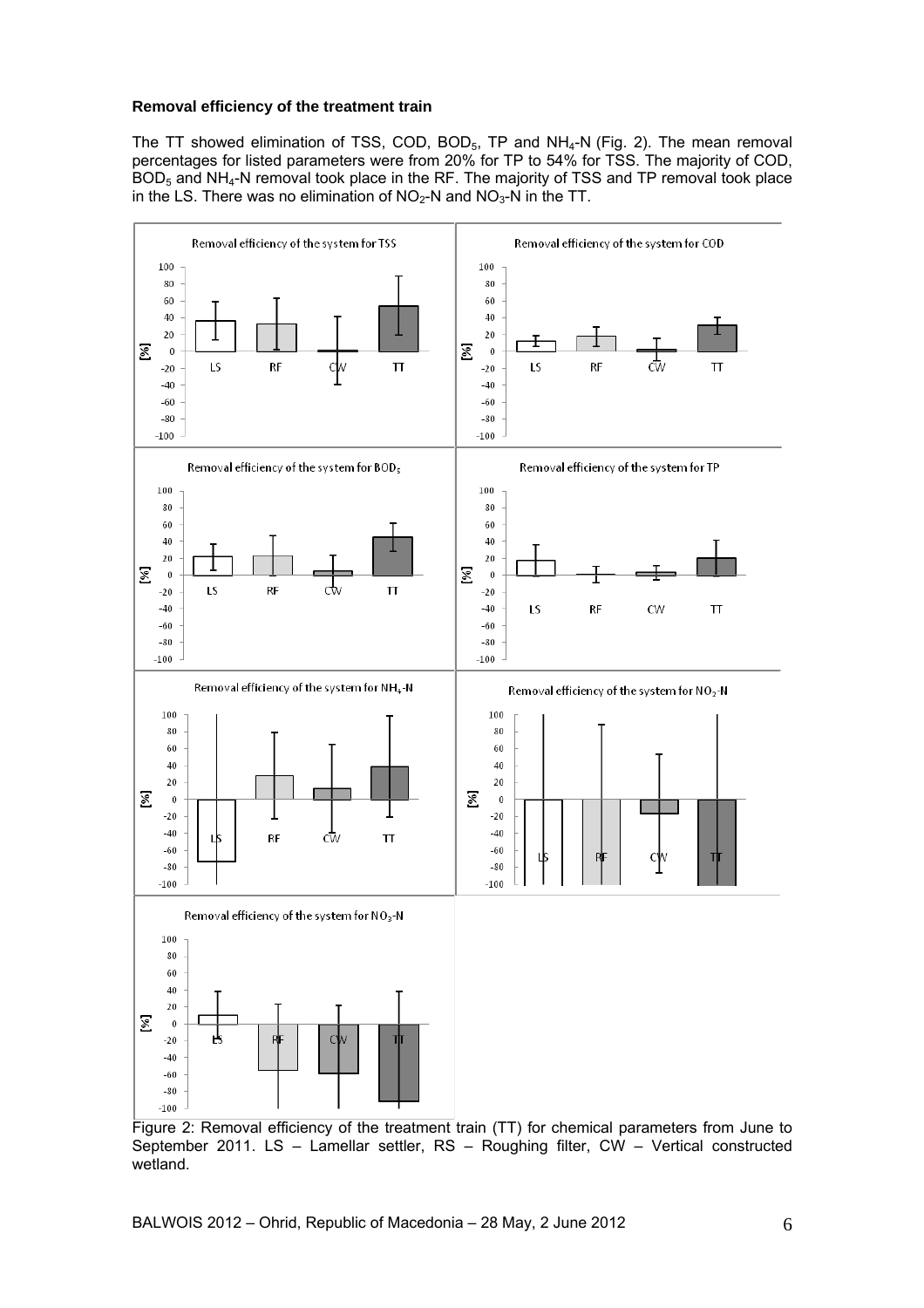**Removal efficiency of the treatment train**

The TT showed elimination of TSS, COD, $BOD_5$, TP and $NH_4$-N (Fig. 2). The mean removal percentages for listed parameters were from 20% for TP to 54% for TSS. The majority of COD, $BOD_5$ and $NH_4$-N removal took place in the RF. The majority of TSS and TP removal took place in the LS. There was no elimination of $NO_2$-N and $NO_3$-N in the TT.

Figure 2: Removal efficiency of the treatment train (TT) for chemical parameters from June to September 2011. LS – Lamellar settler, RS – Roughing filter, CW – Vertical constructed wetland.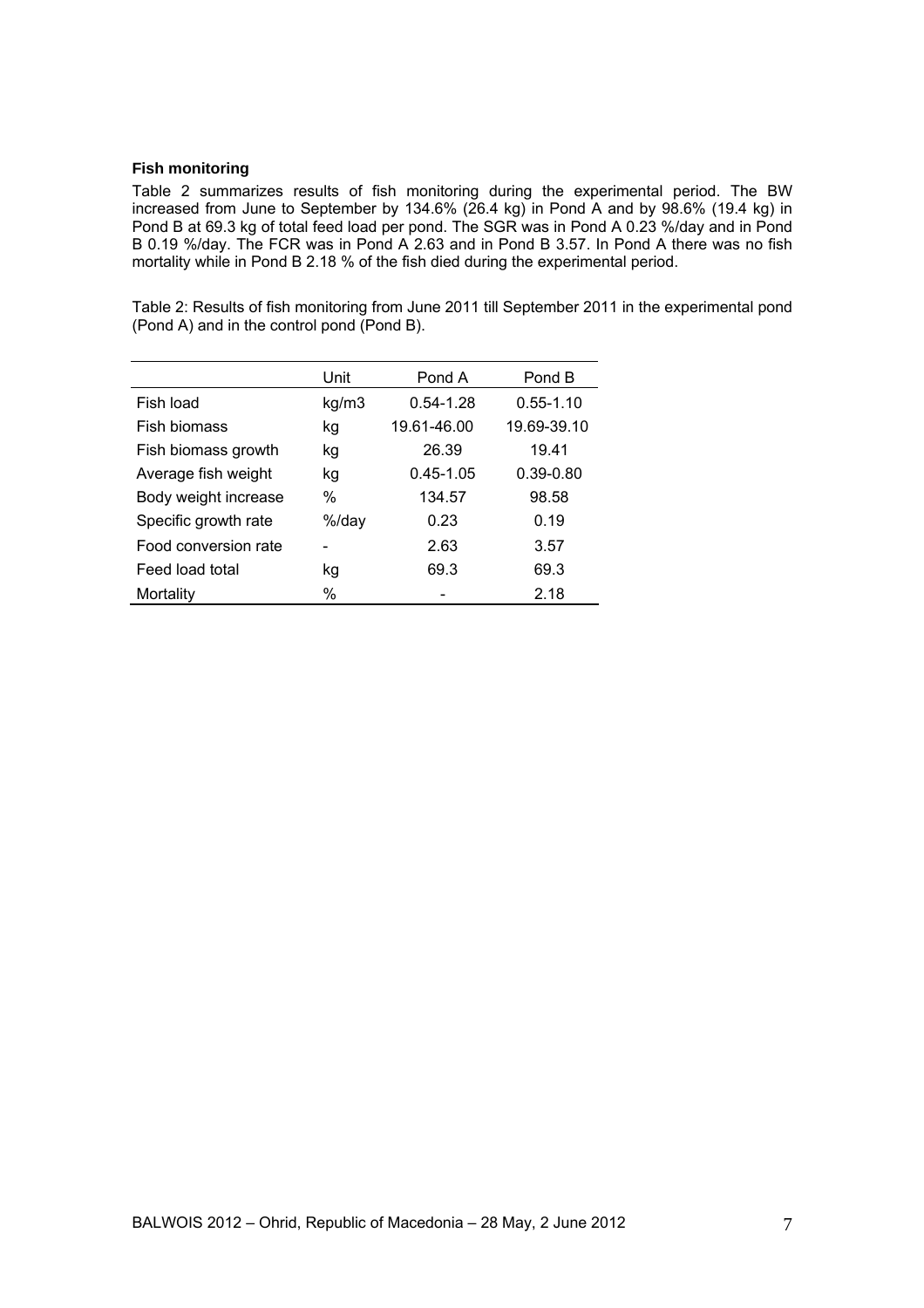### Fish monitoring

Table 2 summarizes results of fish monitoring during the experimental period. The BW increased from June to September by 134.6% (26.4 kg) in Pond A and by 98.6% (19.4 kg) in Pond B at 69.3 kg of total feed load per pond. The SGR was in Pond A 0.23 %/day and in Pond B 0.19 %/day. The FCR was in Pond A 2.63 and in Pond B 3.57. In Pond A there was no fish mortality while in Pond B 2.18 % of the fish died during the experimental period.

Table 2: Results of fish monitoring from June 2011 till September 2011 in the experimental pond (Pond A) and in the control pond (Pond B).

| | Unit | Pond A | Pond B |
|---|---|---|---|
| Fish load | kg/m3 | 0.54-1.28 | 0.55-1.10 |
| Fish biomass | kg | 19.61-46.00 | 19.69-39.10 |
| Fish biomass growth | kg | 26.39 | 19.41 |
| Average fish weight | kg | 0.45-1.05 | 0.39-0.80 |
| Body weight increase | % | 134.57 | 98.58 |
| Specific growth rate | %/day | 0.23 | 0.19 |
| Food conversion rate | - | 2.63 | 3.57 |
| Feed load total | kg | 69.3 | 69.3 |
| Mortality | % | - | 2.18 |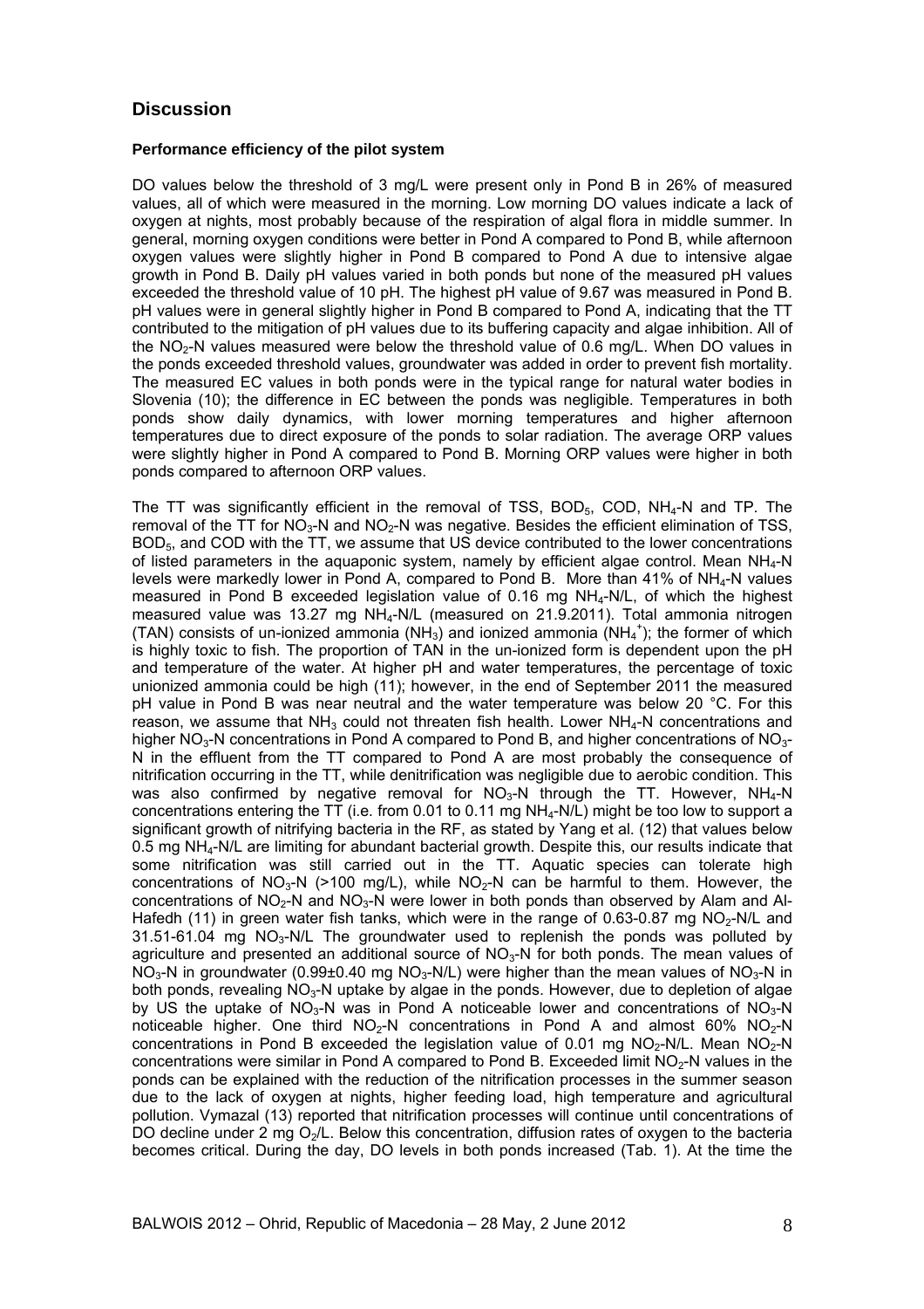## Discussion

### Performance efficiency of the pilot system

DO values below the threshold of 3 mg/L were present only in Pond B in 26% of measured values, all of which were measured in the morning. Low morning DO values indicate a lack of oxygen at nights, most probably because of the respiration of algal flora in middle summer. In general, morning oxygen conditions were better in Pond A compared to Pond B, while afternoon oxygen values were slightly higher in Pond B compared to Pond A due to intensive algae growth in Pond B. Daily pH values varied in both ponds but none of the measured pH values exceeded the threshold value of 10 pH. The highest pH value of 9.67 was measured in Pond B. pH values were in general slightly higher in Pond B compared to Pond A, indicating that the TT contributed to the mitigation of pH values due to its buffering capacity and algae inhibition. All of the $NO_2$-N values measured were below the threshold value of 0.6 mg/L. When DO values in the ponds exceeded threshold values, groundwater was added in order to prevent fish mortality. The measured EC values in both ponds were in the typical range for natural water bodies in Slovenia (10); the difference in EC between the ponds was negligible. Temperatures in both ponds show daily dynamics, with lower morning temperatures and higher afternoon temperatures due to direct exposure of the ponds to solar radiation. The average ORP values were slightly higher in Pond A compared to Pond B. Morning ORP values were higher in both ponds compared to afternoon ORP values.

The TT was significantly efficient in the removal of TSS, $BOD_5$, COD, $NH_4$-N and TP. The removal of the TT for $NO_3$-N and $NO_2$-N was negative. Besides the efficient elimination of TSS, $BOD_5$, and COD with the TT, we assume that US device contributed to the lower concentrations of listed parameters in the aquaponic system, namely by efficient algae control. Mean $NH_4$-N levels were markedly lower in Pond A, compared to Pond B. More than 41% of $NH_4$-N values measured in Pond B exceeded legislation value of 0.16 mg $NH_4$-N/L, of which the highest measured value was 13.27 mg $NH_4$-N/L (measured on 21.9.2011). Total ammonia nitrogen (TAN) consists of un-ionized ammonia ($NH_3$) and ionized ammonia ($NH_4^+$); the former of which is highly toxic to fish. The proportion of TAN in the un-ionized form is dependent upon the pH and temperature of the water. At higher pH and water temperatures, the percentage of toxic unionized ammonia could be high (11); however, in the end of September 2011 the measured pH value in Pond B was near neutral and the water temperature was below 20 °C. For this reason, we assume that $NH_3$ could not threaten fish health. Lower $NH_4$-N concentrations and higher $NO_3$-N concentrations in Pond A compared to Pond B, and higher concentrations of $NO_3$-N in the effluent from the TT compared to Pond A are most probably the consequence of nitrification occurring in the TT, while denitrification was negligible due to aerobic condition. This was also confirmed by negative removal for $NO_3$-N through the TT. However, $NH_4$-N concentrations entering the TT (i.e. from 0.01 to 0.11 mg $NH_4$-N/L) might be too low to support a significant growth of nitrifying bacteria in the RF, as stated by Yang et al. (12) that values below 0.5 mg $NH_4$-N/L are limiting for abundant bacterial growth. Despite this, our results indicate that some nitrification was still carried out in the TT. Aquatic species can tolerate high concentrations of $NO_3$-N (>100 mg/L), while $NO_2$-N can be harmful to them. However, the concentrations of $NO_2$-N and $NO_3$-N were lower in both ponds than observed by Alam and Al-Hafedh (11) in green water fish tanks, which were in the range of 0.63-0.87 mg $NO_2$-N/L and 31.51-61.04 mg $NO_3$-N/L The groundwater used to replenish the ponds was polluted by agriculture and presented an additional source of $NO_3$-N for both ponds. The mean values of $NO_3$-N in groundwater (0.99±0.40 mg $NO_3$-N/L) were higher than the mean values of $NO_3$-N in both ponds, revealing $NO_3$-N uptake by algae in the ponds. However, due to depletion of algae by US the uptake of $NO_3$-N was in Pond A noticeable lower and concentrations of $NO_3$-N noticeable higher. One third $NO_2$-N concentrations in Pond A and almost 60% $NO_2$-N concentrations in Pond B exceeded the legislation value of 0.01 mg $NO_2$-N/L. Mean $NO_2$-N concentrations were similar in Pond A compared to Pond B. Exceeded limit $NO_2$-N values in the ponds can be explained with the reduction of the nitrification processes in the summer season due to the lack of oxygen at nights, higher feeding load, high temperature and agricultural pollution. Vymazal (13) reported that nitrification processes will continue until concentrations of DO decline under 2 mg $O_2$/L. Below this concentration, diffusion rates of oxygen to the bacteria becomes critical. During the day, DO levels in both ponds increased (Tab. 1). At the time the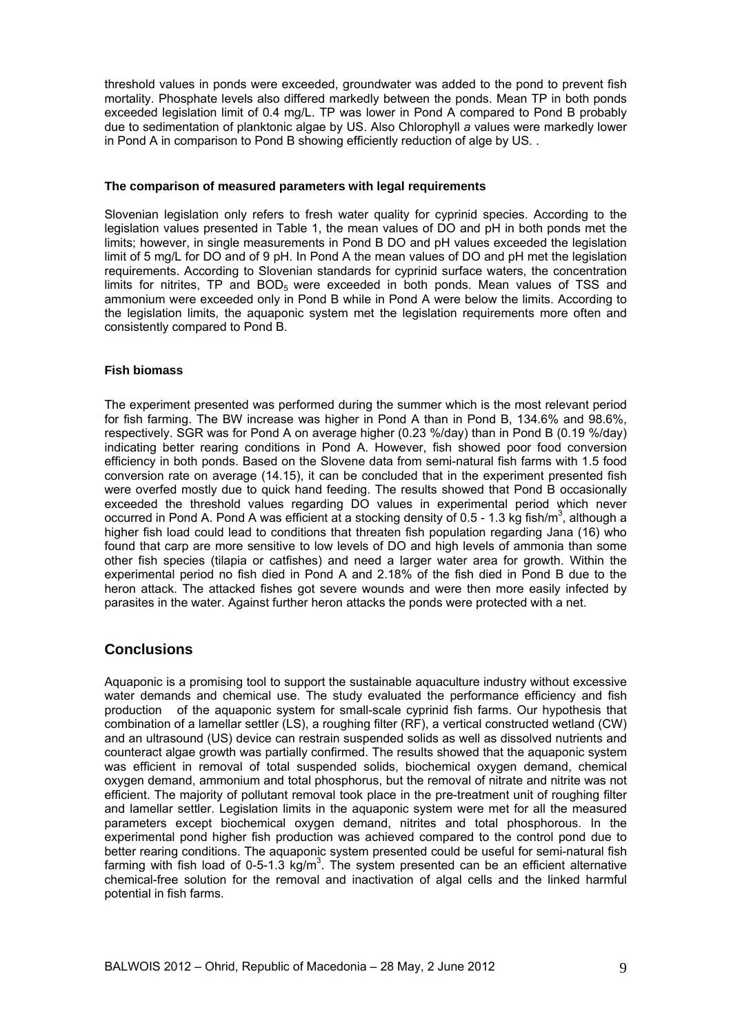threshold values in ponds were exceeded, groundwater was added to the pond to prevent fish mortality. Phosphate levels also differed markedly between the ponds. Mean TP in both ponds exceeded legislation limit of 0.4 mg/L. TP was lower in Pond A compared to Pond B probably due to sedimentation of planktonic algae by US. Also Chlorophyll *a* values were markedly lower in Pond A in comparison to Pond B showing efficiently reduction of alge by US. .

#### The comparison of measured parameters with legal requirements

Slovenian legislation only refers to fresh water quality for cyprinid species. According to the legislation values presented in Table 1, the mean values of DO and pH in both ponds met the limits; however, in single measurements in Pond B DO and pH values exceeded the legislation limit of 5 mg/L for DO and of 9 pH. In Pond A the mean values of DO and pH met the legislation requirements. According to Slovenian standards for cyprinid surface waters, the concentration limits for nitrites, TP and $BOD_5$ were exceeded in both ponds. Mean values of TSS and ammonium were exceeded only in Pond B while in Pond A were below the limits. According to the legislation limits, the aquaponic system met the legislation requirements more often and consistently compared to Pond B.

#### Fish biomass

The experiment presented was performed during the summer which is the most relevant period for fish farming. The BW increase was higher in Pond A than in Pond B, 134.6% and 98.6%, respectively. SGR was for Pond A on average higher (0.23 %/day) than in Pond B (0.19 %/day) indicating better rearing conditions in Pond A. However, fish showed poor food conversion efficiency in both ponds. Based on the Slovene data from semi-natural fish farms with 1.5 food conversion rate on average (14.15), it can be concluded that in the experiment presented fish were overfed mostly due to quick hand feeding. The results showed that Pond B occasionally exceeded the threshold values regarding DO values in experimental period which never occurred in Pond A. Pond A was efficient at a stocking density of 0.5 - 1.3 kg fish/$m^3$, although a higher fish load could lead to conditions that threaten fish population regarding Jana (16) who found that carp are more sensitive to low levels of DO and high levels of ammonia than some other fish species (tilapia or catfishes) and need a larger water area for growth. Within the experimental period no fish died in Pond A and 2.18% of the fish died in Pond B due to the heron attack. The attacked fishes got severe wounds and were then more easily infected by parasites in the water. Against further heron attacks the ponds were protected with a net.

## Conclusions

Aquaponic is a promising tool to support the sustainable aquaculture industry without excessive water demands and chemical use. The study evaluated the performance efficiency and fish production of the aquaponic system for small-scale cyprinid fish farms. Our hypothesis that combination of a lamellar settler (LS), a roughing filter (RF), a vertical constructed wetland (CW) and an ultrasound (US) device can restrain suspended solids as well as dissolved nutrients and counteract algae growth was partially confirmed. The results showed that the aquaponic system was efficient in removal of total suspended solids, biochemical oxygen demand, chemical oxygen demand, ammonium and total phosphorus, but the removal of nitrate and nitrite was not efficient. The majority of pollutant removal took place in the pre-treatment unit of roughing filter and lamellar settler. Legislation limits in the aquaponic system were met for all the measured parameters except biochemical oxygen demand, nitrites and total phosphorous. In the experimental pond higher fish production was achieved compared to the control pond due to better rearing conditions. The aquaponic system presented could be useful for semi-natural fish farming with fish load of 0-5-1.3 kg/$m^3$. The system presented can be an efficient alternative chemical-free solution for the removal and inactivation of algal cells and the linked harmful potential in fish farms.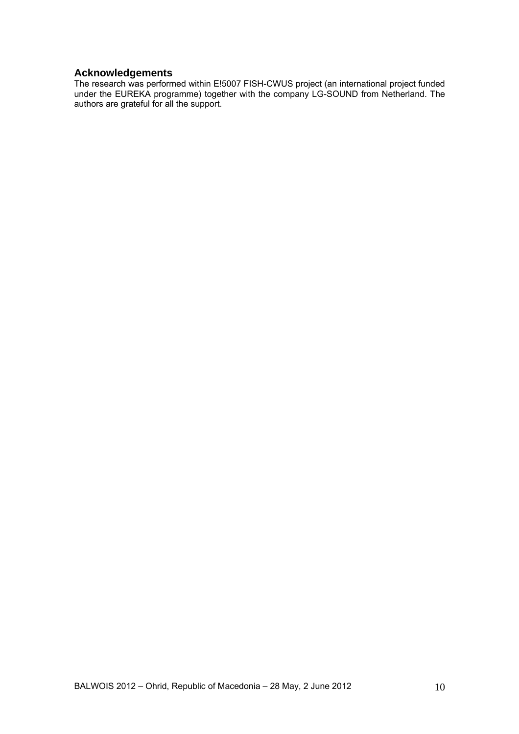## Acknowledgements

The research was performed within E!5007 FISH-CWUS project (an international project funded under the EUREKA programme) together with the company LG-SOUND from Netherland. The authors are grateful for all the support.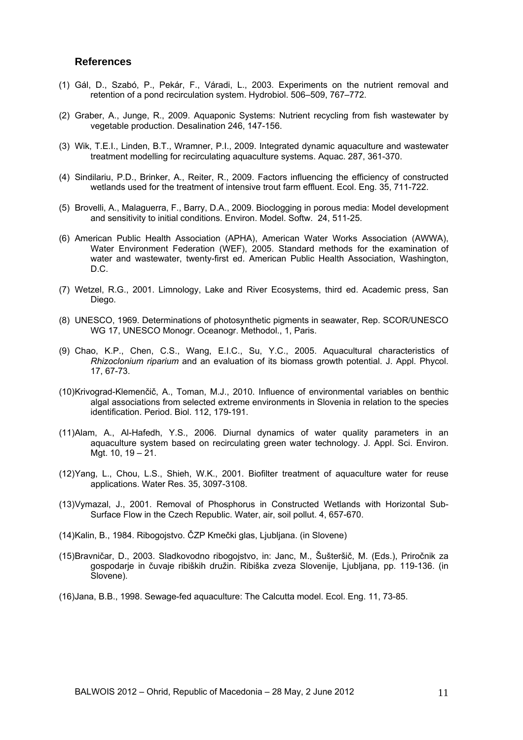## References

(1) Gál, D., Szabó, P., Pekár, F., Váradi, L., 2003. Experiments on the nutrient removal and retention of a pond recirculation system. Hydrobiol. 506–509, 767–772.

(2) Graber, A., Junge, R., 2009. Aquaponic Systems: Nutrient recycling from fish wastewater by vegetable production. Desalination 246, 147-156.

(3) Wik, T.E.I., Linden, B.T., Wramner, P.I., 2009. Integrated dynamic aquaculture and wastewater treatment modelling for recirculating aquaculture systems. Aquac. 287, 361-370.

(4) Sindilariu, P.D., Brinker, A., Reiter, R., 2009. Factors influencing the efficiency of constructed wetlands used for the treatment of intensive trout farm effluent. Ecol. Eng. 35, 711-722.

(5) Brovelli, A., Malaguerra, F., Barry, D.A., 2009. Bioclogging in porous media: Model development and sensitivity to initial conditions. Environ. Model. Softw. 24, 511-25.

(6) American Public Health Association (APHA), American Water Works Association (AWWA), Water Environment Federation (WEF), 2005. Standard methods for the examination of water and wastewater, twenty-first ed. American Public Health Association, Washington, D.C.

(7) Wetzel, R.G., 2001. Limnology, Lake and River Ecosystems, third ed. Academic press, San Diego.

(8) UNESCO, 1969. Determinations of photosynthetic pigments in seawater, Rep. SCOR/UNESCO WG 17, UNESCO Monogr. Oceanogr. Methodol., 1, Paris.

(9) Chao, K.P., Chen, C.S., Wang, E.I.C., Su, Y.C., 2005. Aquacultural characteristics of *Rhizoclonium riparium* and an evaluation of its biomass growth potential. J. Appl. Phycol. 17, 67-73.

(10) Krivograd-Klemenčič, A., Toman, M.J., 2010. Influence of environmental variables on benthic algal associations from selected extreme environments in Slovenia in relation to the species identification. Period. Biol. 112, 179-191.

(11) Alam, A., Al-Hafedh, Y.S., 2006. Diurnal dynamics of water quality parameters in an aquaculture system based on recirculating green water technology. J. Appl. Sci. Environ. Mgt. 10, 19 – 21.

(12) Yang, L., Chou, L.S., Shieh, W.K., 2001. Biofilter treatment of aquaculture water for reuse applications. Water Res. 35, 3097-3108.

(13) Vymazal, J., 2001. Removal of Phosphorus in Constructed Wetlands with Horizontal Sub-Surface Flow in the Czech Republic. Water, air, soil pollut. 4, 657-670.

(14) Kalin, B., 1984. Ribogojstvo. ČZP Kmečki glas, Ljubljana. (in Slovene)

(15) Bravničar, D., 2003. Sladkovodno ribogojstvo, in: Janc, M., Šušteršič, M. (Eds.), Priročnik za gospodarje in čuvaje ribiških družin. Ribiška zveza Slovenije, Ljubljana, pp. 119-136. (in Slovene).

(16) Jana, B.B., 1998. Sewage-fed aquaculture: The Calcutta model. Ecol. Eng. 11, 73-85.